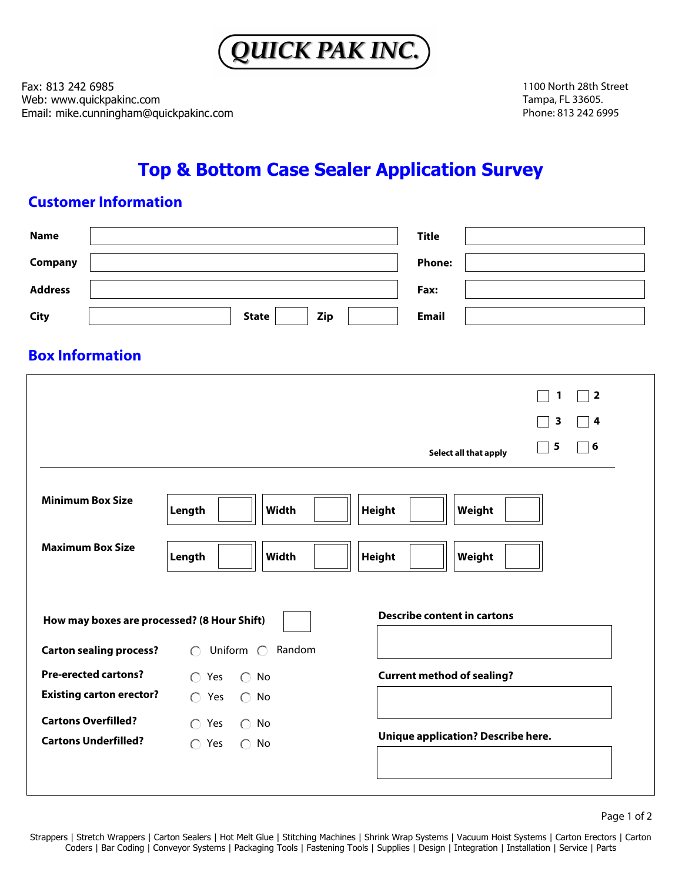# QUICK PAK INC.

Fax: 813 242 6985
Web: www.quickpakinc.com
Email: mike.cunningham@quickpakinc.com

1100 North 28th Street
Tampa, FL 33605.
Phone: 813 242 6995

## Top & Bottom Case Sealer Application Survey

### Customer Information

| | | | |
|---|---|---|---|
| **Name** | | **Title** | |
| **Company** | | **Phone:** | |
| **Address** | | **Fax:** | |
| **City** | **State** **Zip** | **Email** | |

### Box Information

Select all that apply

☐ **1** ☐ **2**
☐ **3** ☐ **4**
☐ **5** ☐ **6**

| | | | | |
|---|---|---|---|---|
| **Minimum Box Size** | **Length** | **Width** | **Height** | **Weight** |
| **Maximum Box Size** | **Length** | **Width** | **Height** | **Weight** |

**How may boxes are processed? (8 Hour Shift)** ☐

**Carton sealing process?** ◯ Uniform ◯ Random

**Pre-erected cartons?** ◯ Yes ◯ No

**Existing carton erector?** ◯ Yes ◯ No

**Cartons Overfilled?** ◯ Yes ◯ No

**Cartons Underfilled?** ◯ Yes ◯ No

**Describe content in cartons**

**Current method of sealing?**

**Unique application? Describe here.**

Strappers | Stretch Wrappers | Carton Sealers | Hot Melt Glue | Stitching Machines | Shrink Wrap Systems | Vacuum Hoist Systems | Carton Erectors | Carton Coders | Bar Coding | Conveyor Systems | Packaging Tools | Fastening Tools | Supplies | Design | Integration | Installation | Service | Parts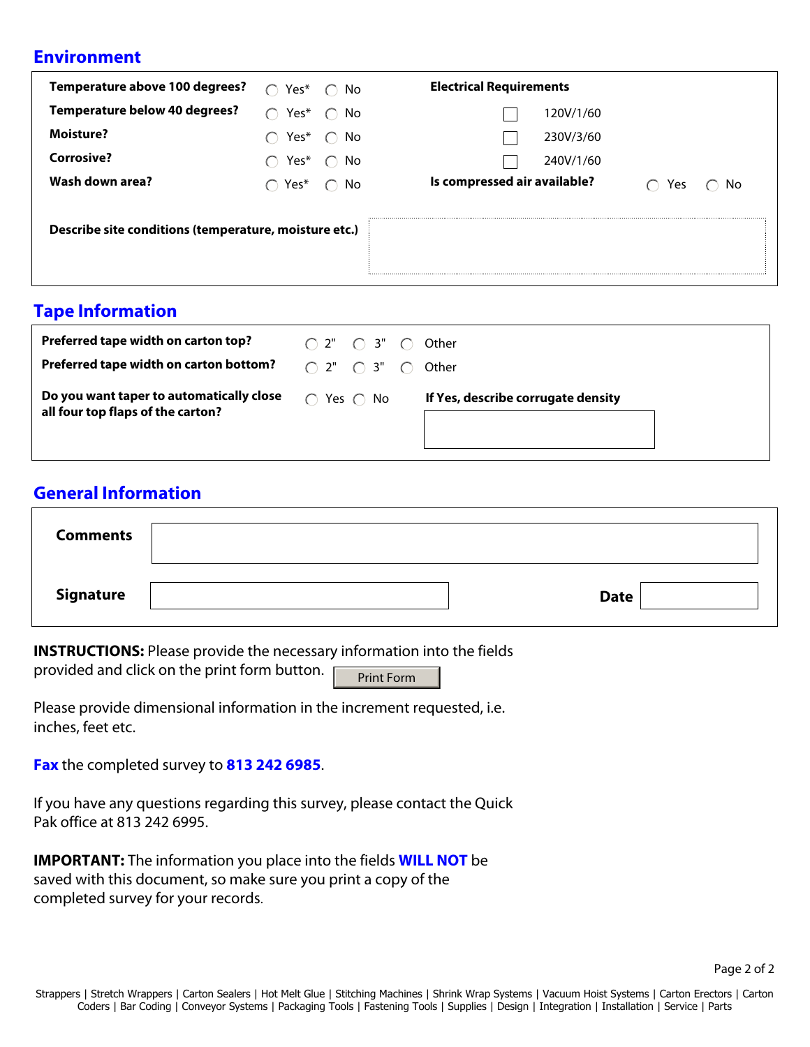## Environment

| | | |
|---|---|---|
| **Temperature above 100 degrees?** | ◯ Yes* ◯ No | **Electrical Requirements** |
| **Temperature below 40 degrees?** | ◯ Yes* ◯ No | ☐ 120V/1/60 |
| **Moisture?** | ◯ Yes* ◯ No | ☐ 230V/3/60 |
| **Corrosive?** | ◯ Yes* ◯ No | ☐ 240V/1/60 |
| **Wash down area?** | ◯ Yes* ◯ No | **Is compressed air available?** ◯ Yes ◯ No |

**Describe site conditions (temperature, moisture etc.)**

## Tape Information

| | | |
|---|---|---|
| **Preferred tape width on carton top?** | ◯ 2" ◯ 3" ◯ Other | |
| **Preferred tape width on carton bottom?** | ◯ 2" ◯ 3" ◯ Other | |
| **Do you want taper to automatically close all four top flaps of the carton?** | ◯ Yes ◯ No | **If Yes, describe corrugate density** |

## General Information

**Comments**

**Signature** &nbsp;&nbsp;&nbsp;&nbsp; **Date**

**INSTRUCTIONS:** Please provide the necessary information into the fields provided and click on the print form button. Print Form

Please provide dimensional information in the increment requested, i.e. inches, feet etc.

**Fax** the completed survey to **813 242 6985**.

If you have any questions regarding this survey, please contact the Quick Pak office at 813 242 6995.

**IMPORTANT:** The information you place into the fields **WILL NOT** be saved with this document, so make sure you print a copy of the completed survey for your records.

Strappers | Stretch Wrappers | Carton Sealers | Hot Melt Glue | Stitching Machines | Shrink Wrap Systems | Vacuum Hoist Systems | Carton Erectors | Carton Coders | Bar Coding | Conveyor Systems | Packaging Tools | Fastening Tools | Supplies | Design | Integration | Installation | Service | Parts